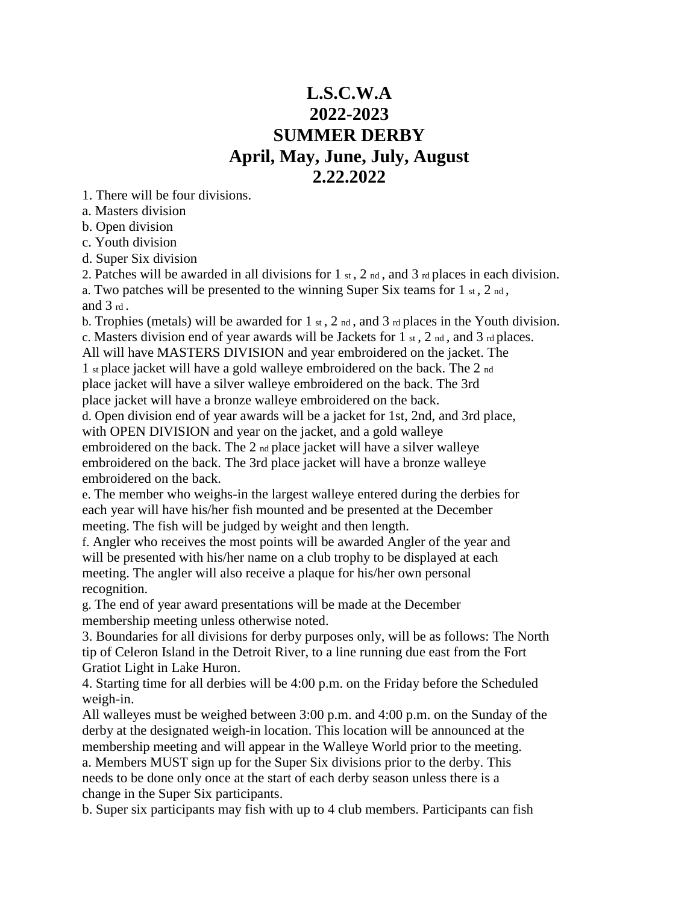# L.S.C.W.A
# 2022-2023
# SUMMER DERBY
# April, May, June, July, August
# 2.22.2022

1. There will be four divisions.

a. Masters division

b. Open division

c. Youth division

d. Super Six division

2. Patches will be awarded in all divisions for 1st, 2nd, and 3rd places in each division.

a. Two patches will be presented to the winning Super Six teams for 1st, 2nd, and 3rd.

b. Trophies (metals) will be awarded for 1st, 2nd, and 3rd places in the Youth division.

c. Masters division end of year awards will be Jackets for 1st, 2nd, and 3rd places. All will have MASTERS DIVISION and year embroidered on the jacket. The 1st place jacket will have a gold walleye embroidered on the back. The 2nd place jacket will have a silver walleye embroidered on the back. The 3rd place jacket will have a bronze walleye embroidered on the back.

d. Open division end of year awards will be a jacket for 1st, 2nd, and 3rd place, with OPEN DIVISION and year on the jacket, and a gold walleye embroidered on the back. The 2nd place jacket will have a silver walleye embroidered on the back. The 3rd place jacket will have a bronze walleye embroidered on the back.

e. The member who weighs-in the largest walleye entered during the derbies for each year will have his/her fish mounted and be presented at the December meeting. The fish will be judged by weight and then length.

f. Angler who receives the most points will be awarded Angler of the year and will be presented with his/her name on a club trophy to be displayed at each meeting. The angler will also receive a plaque for his/her own personal recognition.

g. The end of year award presentations will be made at the December membership meeting unless otherwise noted.

3. Boundaries for all divisions for derby purposes only, will be as follows: The North tip of Celeron Island in the Detroit River, to a line running due east from the Fort Gratiot Light in Lake Huron.

4. Starting time for all derbies will be 4:00 p.m. on the Friday before the Scheduled weigh-in.

All walleyes must be weighed between 3:00 p.m. and 4:00 p.m. on the Sunday of the derby at the designated weigh-in location. This location will be announced at the membership meeting and will appear in the Walleye World prior to the meeting.

a. Members MUST sign up for the Super Six divisions prior to the derby. This needs to be done only once at the start of each derby season unless there is a change in the Super Six participants.

b. Super six participants may fish with up to 4 club members. Participants can fish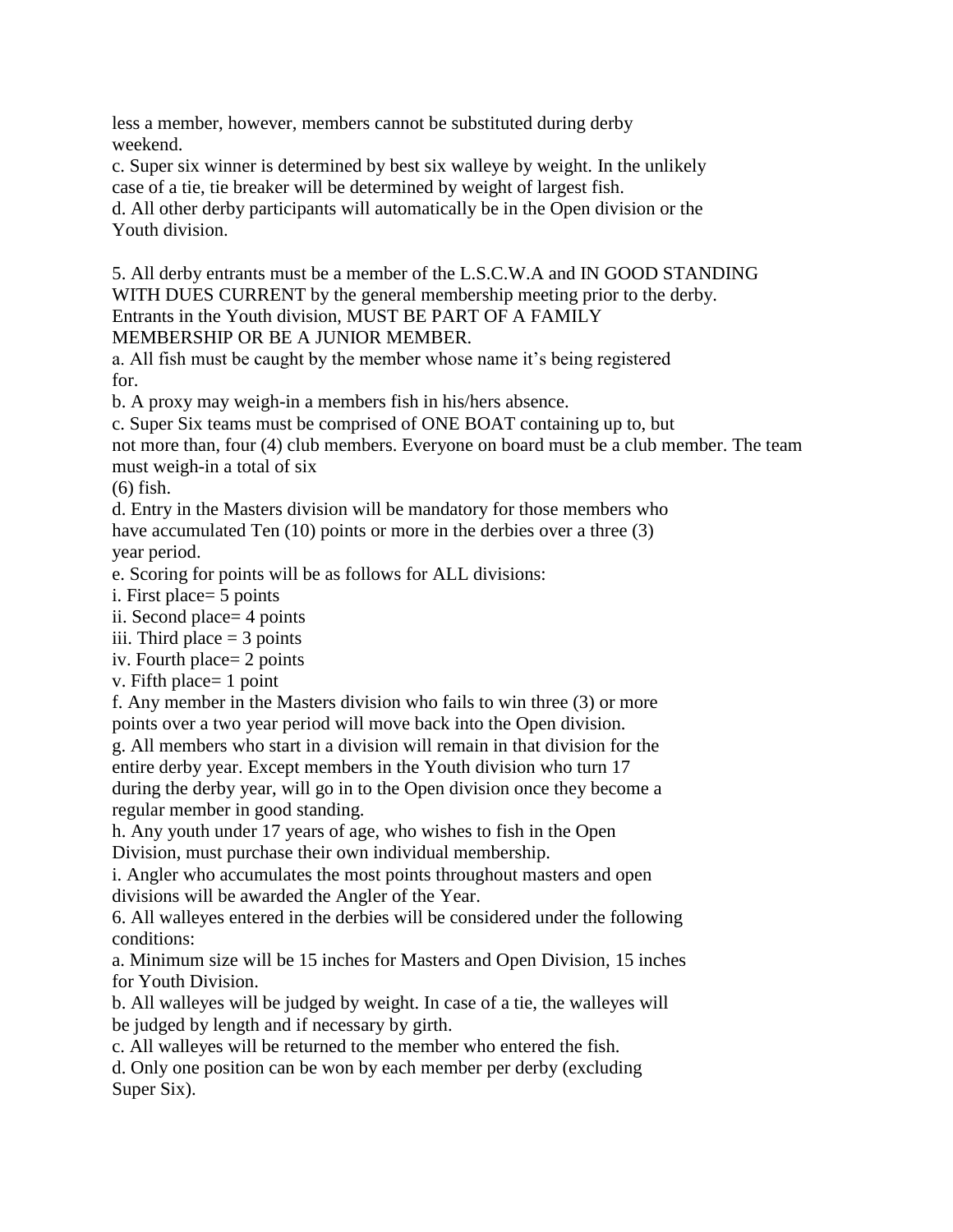less a member, however, members cannot be substituted during derby weekend.

c. Super six winner is determined by best six walleye by weight. In the unlikely case of a tie, tie breaker will be determined by weight of largest fish.

d. All other derby participants will automatically be in the Open division or the Youth division.

5. All derby entrants must be a member of the L.S.C.W.A and IN GOOD STANDING WITH DUES CURRENT by the general membership meeting prior to the derby. Entrants in the Youth division, MUST BE PART OF A FAMILY MEMBERSHIP OR BE A JUNIOR MEMBER.

a. All fish must be caught by the member whose name it's being registered for.

b. A proxy may weigh-in a members fish in his/hers absence.

c. Super Six teams must be comprised of ONE BOAT containing up to, but not more than, four (4) club members. Everyone on board must be a club member. The team must weigh-in a total of six (6) fish.

d. Entry in the Masters division will be mandatory for those members who have accumulated Ten (10) points or more in the derbies over a three (3) year period.

e. Scoring for points will be as follows for ALL divisions:

i. First place= 5 points

ii. Second place= 4 points

iii. Third place = 3 points

iv. Fourth place= 2 points

v. Fifth place= 1 point

f. Any member in the Masters division who fails to win three (3) or more points over a two year period will move back into the Open division.

g. All members who start in a division will remain in that division for the entire derby year. Except members in the Youth division who turn 17 during the derby year, will go in to the Open division once they become a regular member in good standing.

h. Any youth under 17 years of age, who wishes to fish in the Open Division, must purchase their own individual membership.

i. Angler who accumulates the most points throughout masters and open divisions will be awarded the Angler of the Year.

6. All walleyes entered in the derbies will be considered under the following conditions:

a. Minimum size will be 15 inches for Masters and Open Division, 15 inches for Youth Division.

b. All walleyes will be judged by weight. In case of a tie, the walleyes will be judged by length and if necessary by girth.

c. All walleyes will be returned to the member who entered the fish.

d. Only one position can be won by each member per derby (excluding Super Six).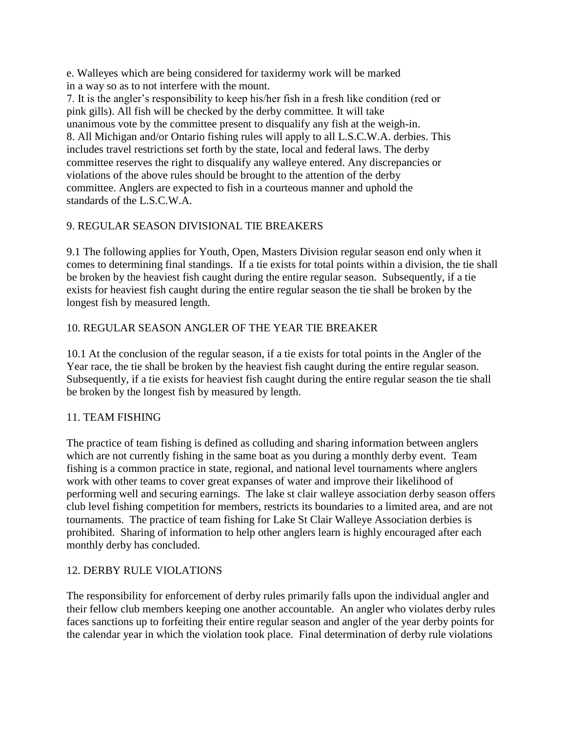e. Walleyes which are being considered for taxidermy work will be marked in a way so as to not interfere with the mount.

7. It is the angler's responsibility to keep his/her fish in a fresh like condition (red or pink gills). All fish will be checked by the derby committee. It will take unanimous vote by the committee present to disqualify any fish at the weigh-in.

8. All Michigan and/or Ontario fishing rules will apply to all L.S.C.W.A. derbies. This includes travel restrictions set forth by the state, local and federal laws. The derby committee reserves the right to disqualify any walleye entered. Any discrepancies or violations of the above rules should be brought to the attention of the derby committee. Anglers are expected to fish in a courteous manner and uphold the standards of the L.S.C.W.A.

## 9. REGULAR SEASON DIVISIONAL TIE BREAKERS

9.1 The following applies for Youth, Open, Masters Division regular season end only when it comes to determining final standings. If a tie exists for total points within a division, the tie shall be broken by the heaviest fish caught during the entire regular season. Subsequently, if a tie exists for heaviest fish caught during the entire regular season the tie shall be broken by the longest fish by measured length.

## 10. REGULAR SEASON ANGLER OF THE YEAR TIE BREAKER

10.1 At the conclusion of the regular season, if a tie exists for total points in the Angler of the Year race, the tie shall be broken by the heaviest fish caught during the entire regular season. Subsequently, if a tie exists for heaviest fish caught during the entire regular season the tie shall be broken by the longest fish by measured by length.

## 11. TEAM FISHING

The practice of team fishing is defined as colluding and sharing information between anglers which are not currently fishing in the same boat as you during a monthly derby event. Team fishing is a common practice in state, regional, and national level tournaments where anglers work with other teams to cover great expanses of water and improve their likelihood of performing well and securing earnings. The lake st clair walleye association derby season offers club level fishing competition for members, restricts its boundaries to a limited area, and are not tournaments. The practice of team fishing for Lake St Clair Walleye Association derbies is prohibited. Sharing of information to help other anglers learn is highly encouraged after each monthly derby has concluded.

## 12. DERBY RULE VIOLATIONS

The responsibility for enforcement of derby rules primarily falls upon the individual angler and their fellow club members keeping one another accountable. An angler who violates derby rules faces sanctions up to forfeiting their entire regular season and angler of the year derby points for the calendar year in which the violation took place. Final determination of derby rule violations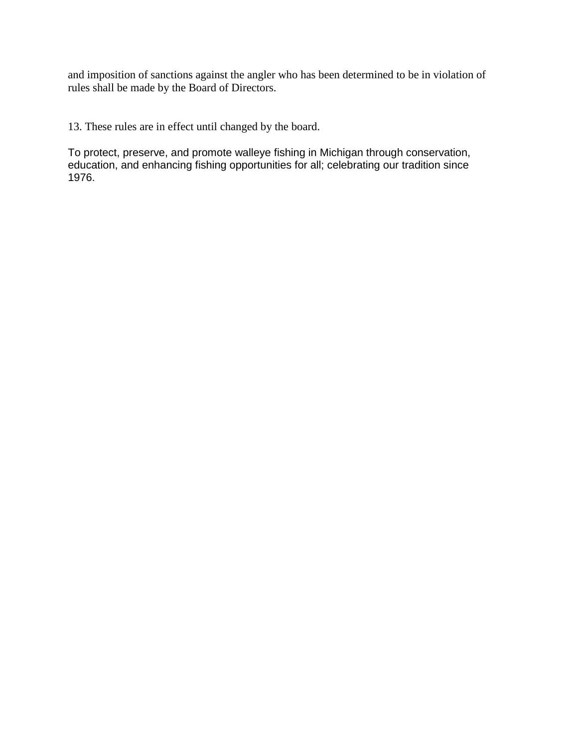and imposition of sanctions against the angler who has been determined to be in violation of rules shall be made by the Board of Directors.

13. These rules are in effect until changed by the board.

To protect, preserve, and promote walleye fishing in Michigan through conservation, education, and enhancing fishing opportunities for all; celebrating our tradition since 1976.